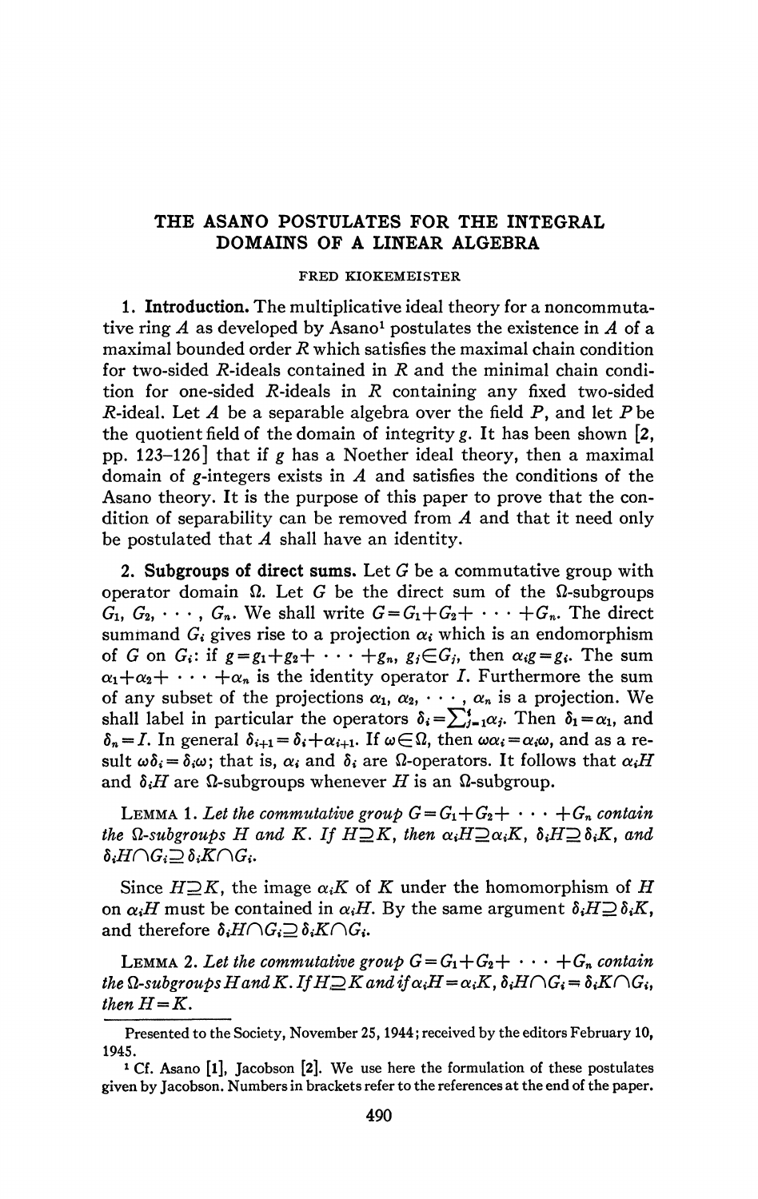# THE ASANO POSTULATES FOR THE INTEGRAL DOMAINS OF A LINEAR ALGEBRA

FRED KIOKEMEISTER

**1. Introduction.** The multiplicative ideal theory for a noncommutative ring $A$ as developed by Asano[1] postulates the existence in $A$ of a maximal bounded order $R$ which satisfies the maximal chain condition for two-sided $R$-ideals contained in $R$ and the minimal chain condition for one-sided $R$-ideals in $R$ containing any fixed two-sided $R$-ideal. Let $A$ be a separable algebra over the field $P$, and let $P$ be the quotient field of the domain of integrity $g$. It has been shown [2, pp. 123–126] that if $g$ has a Noether ideal theory, then a maximal domain of $g$-integers exists in $A$ and satisfies the conditions of the Asano theory. It is the purpose of this paper to prove that the condition of separability can be removed from $A$ and that it need only be postulated that $A$ shall have an identity.

**2. Subgroups of direct sums.** Let $G$ be a commutative group with operator domain $\Omega$. Let $G$ be the direct sum of the $\Omega$-subgroups $G_1, G_2, \cdots, G_n$. We shall write $G = G_1 + G_2 + \cdots + G_n$. The direct summand $G_i$ gives rise to a projection $\alpha_i$ which is an endomorphism of $G$ on $G_i$: if $g = g_1 + g_2 + \cdots + g_n$, $g_j \in G_j$, then $\alpha_i g = g_i$. The sum $\alpha_1 + \alpha_2 + \cdots + \alpha_n$ is the identity operator $I$. Furthermore the sum of any subset of the projections $\alpha_1, \alpha_2, \cdots, \alpha_n$ is a projection. We shall label in particular the operators $\delta_i = \sum_{j=1}^{i} \alpha_j$. Then $\delta_1 = \alpha_1$, and $\delta_n = I$. In general $\delta_{i+1} = \delta_i + \alpha_{i+1}$. If $\omega \in \Omega$, then $\omega \alpha_i = \alpha_i \omega$, and as a result $\omega \delta_i = \delta_i \omega$; that is, $\alpha_i$ and $\delta_i$ are $\Omega$-operators. It follows that $\alpha_i H$ and $\delta_i H$ are $\Omega$-subgroups whenever $H$ is an $\Omega$-subgroup.

LEMMA 1. *Let the commutative group $G = G_1 + G_2 + \cdots + G_n$ contain the $\Omega$-subgroups $H$ and $K$. If $H \supseteq K$, then $\alpha_i H \supseteq \alpha_i K$, $\delta_i H \supseteq \delta_i K$, and $\delta_i H \cap G_i \supseteq \delta_i K \cap G_i$.*

Since $H \supseteq K$, the image $\alpha_i K$ of $K$ under the homomorphism of $H$ on $\alpha_i H$ must be contained in $\alpha_i H$. By the same argument $\delta_i H \supseteq \delta_i K$, and therefore $\delta_i H \cap G_i \supseteq \delta_i K \cap G_i$.

LEMMA 2. *Let the commutative group $G = G_1 + G_2 + \cdots + G_n$ contain the $\Omega$-subgroups $H$ and $K$. If $H \supseteq K$ and if $\alpha_i H = \alpha_i K$, $\delta_i H \cap G_i = \delta_i K \cap G_i$, then $H = K$.*

---

Presented to the Society, November 25, 1944; received by the editors February 10, 1945.

[1] Cf. Asano [1], Jacobson [2]. We use here the formulation of these postulates given by Jacobson. Numbers in brackets refer to the references at the end of the paper.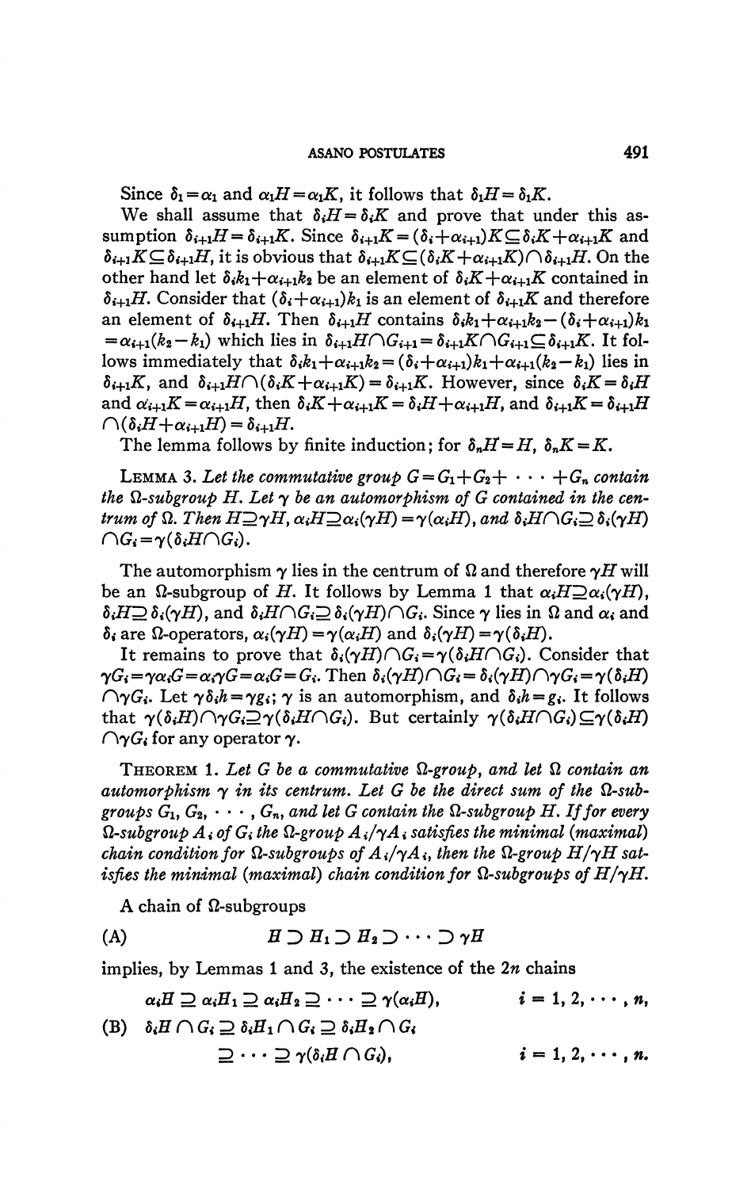Since $\delta_1 = \alpha_1$ and $\alpha_1 H = \alpha_1 K$, it follows that $\delta_1 H = \delta_1 K$.

We shall assume that $\delta_i H = \delta_i K$ and prove that under this assumption $\delta_{i+1} H = \delta_{i+1} K$. Since $\delta_{i+1} K = (\delta_i + \alpha_{i+1}) K \subseteq \delta_i K + \alpha_{i+1} K$ and $\delta_{i+1} K \subseteq \delta_{i+1} H$, it is obvious that $\delta_{i+1} K \subseteq (\delta_i K + \alpha_{i+1} K) \cap \delta_{i+1} H$. On the other hand let $\delta_i k_1 + \alpha_{i+1} k_2$ be an element of $\delta_i K + \alpha_{i+1} K$ contained in $\delta_{i+1} H$. Consider that $(\delta_i + \alpha_{i+1}) k_1$ is an element of $\delta_{i+1} K$ and therefore an element of $\delta_{i+1} H$. Then $\delta_{i+1} H$ contains $\delta_i k_1 + \alpha_{i+1} k_2 - (\delta_i + \alpha_{i+1}) k_1 = \alpha_{i+1}(k_2 - k_1)$ which lies in $\delta_{i+1} H \cap G_{i+1} = \delta_{i+1} K \cap G_{i+1} \subseteq \delta_{i+1} K$. It follows immediately that $\delta_i k_1 + \alpha_{i+1} k_2 = (\delta_i + \alpha_{i+1}) k_1 + \alpha_{i+1}(k_2 - k_1)$ lies in $\delta_{i+1} K$, and $\delta_{i+1} H \cap (\delta_i K + \alpha_{i+1} K) = \delta_{i+1} K$. However, since $\delta_i K = \delta_i H$ and $\alpha_{i+1} K = \alpha_{i+1} H$, then $\delta_i K + \alpha_{i+1} K = \delta_i H + \alpha_{i+1} H$, and $\delta_{i+1} K = \delta_{i+1} H \cap (\delta_i H + \alpha_{i+1} H) = \delta_{i+1} H$.

The lemma follows by finite induction; for $\delta_n H = H$, $\delta_n K = K$.

LEMMA 3. *Let the commutative group $G = G_1 + G_2 + \cdots + G_n$ contain the $\Omega$-subgroup $H$. Let $\gamma$ be an automorphism of $G$ contained in the centrum of $\Omega$. Then $H \supseteq \gamma H$, $\alpha_i H \supseteq \alpha_i(\gamma H) = \gamma(\alpha_i H)$, and $\delta_i H \cap G_i \supseteq \delta_i(\gamma H) \cap G_i = \gamma(\delta_i H \cap G_i)$.*

The automorphism $\gamma$ lies in the centrum of $\Omega$ and therefore $\gamma H$ will be an $\Omega$-subgroup of $H$. It follows by Lemma 1 that $\alpha_i H \supseteq \alpha_i(\gamma H)$, $\delta_i H \supseteq \delta_i(\gamma H)$, and $\delta_i H \cap G_i \supseteq \delta_i(\gamma H) \cap G_i$. Since $\gamma$ lies in $\Omega$ and $\alpha_i$ and $\delta_i$ are $\Omega$-operators, $\alpha_i(\gamma H) = \gamma(\alpha_i H)$ and $\delta_i(\gamma H) = \gamma(\delta_i H)$.

It remains to prove that $\delta_i(\gamma H) \cap G_i = \gamma(\delta_i H \cap G_i)$. Consider that $\gamma G_i = \gamma \alpha_i G = \alpha_i \gamma G = \alpha_i G = G_i$. Then $\delta_i(\gamma H) \cap G_i = \delta_i(\gamma H) \cap \gamma G_i = \gamma(\delta_i H) \cap \gamma G_i$. Let $\gamma \delta_i h = \gamma g_i$; $\gamma$ is an automorphism, and $\delta_i h = g_i$. It follows that $\gamma(\delta_i H) \cap \gamma G_i \supseteq \gamma(\delta_i H \cap G_i)$. But certainly $\gamma(\delta_i H \cap G_i) \subseteq \gamma(\delta_i H) \cap \gamma G_i$ for any operator $\gamma$.

THEOREM 1. *Let $G$ be a commutative $\Omega$-group, and let $\Omega$ contain an automorphism $\gamma$ in its centrum. Let $G$ be the direct sum of the $\Omega$-subgroups $G_1, G_2, \cdots, G_n$, and let $G$ contain the $\Omega$-subgroup $H$. If for every $\Omega$-subgroup $A_i$ of $G_i$ the $\Omega$-group $A_i/\gamma A_i$ satisfies the minimal (maximal) chain condition for $\Omega$-subgroups of $A_i/\gamma A_i$, then the $\Omega$-group $H/\gamma H$ satisfies the minimal (maximal) chain condition for $\Omega$-subgroups of $H/\gamma H$.*

A chain of $\Omega$-subgroups

$$\text{(A)} \qquad H \supset H_1 \supset H_2 \supset \cdots \supset \gamma H$$

implies, by Lemmas 1 and 3, the existence of the $2n$ chains

$$\alpha_i H \supseteq \alpha_i H_1 \supseteq \alpha_i H_2 \supseteq \cdots \supseteq \gamma(\alpha_i H), \qquad i = 1, 2, \cdots, n,$$

$$\text{(B)} \qquad \delta_i H \cap G_i \supseteq \delta_i H_1 \cap G_i \supseteq \delta_i H_2 \cap G_i \supseteq \cdots \supseteq \gamma(\delta_i H \cap G_i), \qquad i = 1, 2, \cdots, n.$$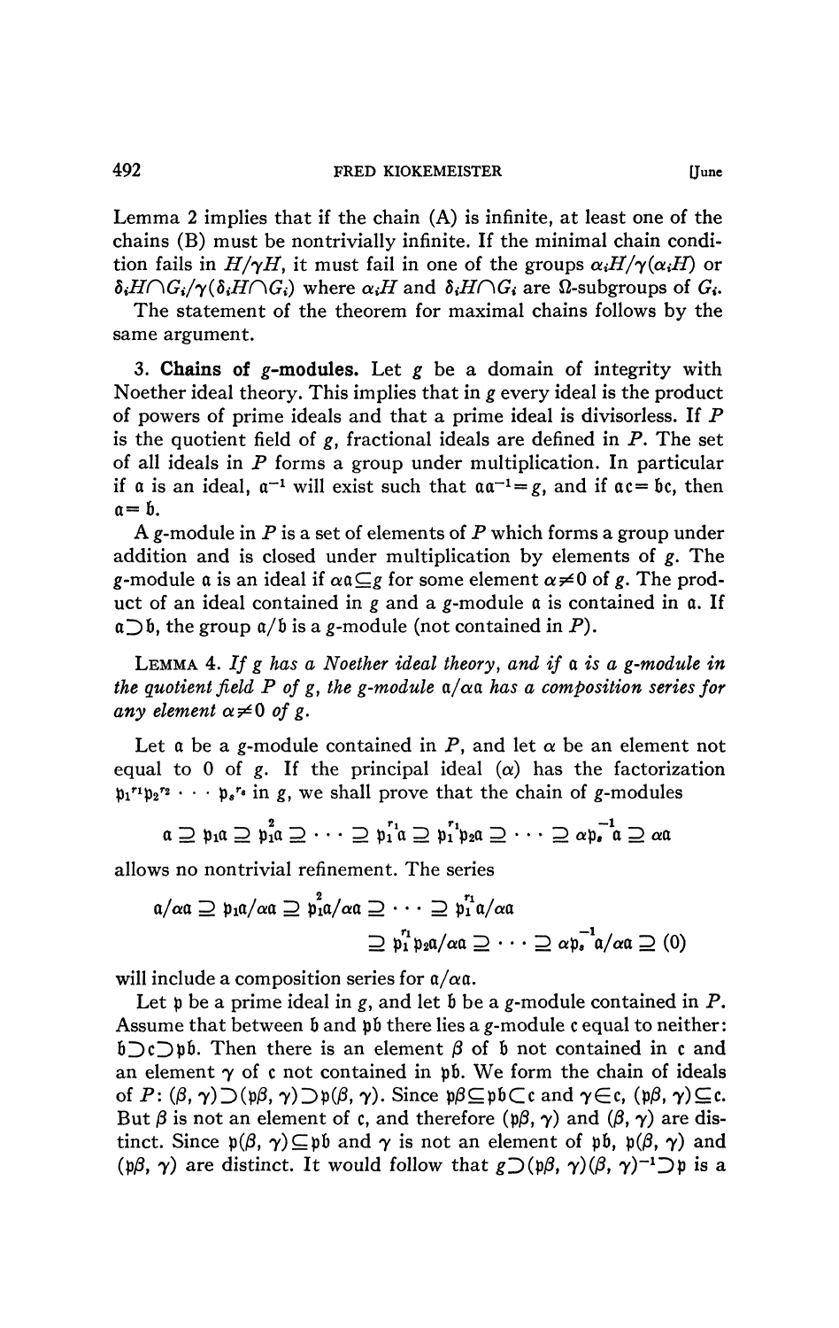Lemma 2 implies that if the chain (A) is infinite, at least one of the chains (B) must be nontrivially infinite. If the minimal chain condition fails in $H/\gamma H$, it must fail in one of the groups $\alpha_i H/\gamma(\alpha_i H)$ or $\delta_i H \cap G_i/\gamma(\delta_i H \cap G_i)$ where $\alpha_i H$ and $\delta_i H \cap G_i$ are $\Omega$-subgroups of $G_i$.

The statement of the theorem for maximal chains follows by the same argument.

**3. Chains of $g$-modules.** Let $g$ be a domain of integrity with Noether ideal theory. This implies that in $g$ every ideal is the product of powers of prime ideals and that a prime ideal is divisorless. If $P$ is the quotient field of $g$, fractional ideals are defined in $P$. The set of all ideals in $P$ forms a group under multiplication. In particular if $\mathfrak{a}$ is an ideal, $\mathfrak{a}^{-1}$ will exist such that $\mathfrak{a}\mathfrak{a}^{-1} = g$, and if $\mathfrak{a}\mathfrak{c} = \mathfrak{b}\mathfrak{c}$, then $\mathfrak{a} = \mathfrak{b}$.

A $g$-module in $P$ is a set of elements of $P$ which forms a group under addition and is closed under multiplication by elements of $g$. The $g$-module $\mathfrak{a}$ is an ideal if $\alpha\mathfrak{a} \subseteq g$ for some element $\alpha \neq 0$ of $g$. The product of an ideal contained in $g$ and a $g$-module $\mathfrak{a}$ is contained in $\mathfrak{a}$. If $\mathfrak{a} \supset \mathfrak{b}$, the group $\mathfrak{a}/\mathfrak{b}$ is a $g$-module (not contained in $P$).

LEMMA 4. *If $g$ has a Noether ideal theory, and if $\mathfrak{a}$ is a $g$-module in the quotient field $P$ of $g$, the $g$-module $\mathfrak{a}/\alpha\mathfrak{a}$ has a composition series for any element $\alpha \neq 0$ of $g$.*

Let $\mathfrak{a}$ be a $g$-module contained in $P$, and let $\alpha$ be an element not equal to 0 of $g$. If the principal ideal $(\alpha)$ has the factorization $\mathfrak{p}_1^{r_1}\mathfrak{p}_2^{r_2} \cdots \mathfrak{p}_s^{r_s}$ in $g$, we shall prove that the chain of $g$-modules

$$\mathfrak{a} \supseteq \mathfrak{p}_1\mathfrak{a} \supseteq \mathfrak{p}_1^2\mathfrak{a} \supseteq \cdots \supseteq \mathfrak{p}_1^{r_1}\mathfrak{a} \supseteq \mathfrak{p}_1^{r_1}\mathfrak{p}_2\mathfrak{a} \supseteq \cdots \supseteq \alpha\mathfrak{p}_s^{-1}\mathfrak{a} \supseteq \alpha\mathfrak{a}$$

allows no nontrivial refinement. The series

$$\mathfrak{a}/\alpha\mathfrak{a} \supseteq \mathfrak{p}_1\mathfrak{a}/\alpha\mathfrak{a} \supseteq \mathfrak{p}_1^2\mathfrak{a}/\alpha\mathfrak{a} \supseteq \cdots \supseteq \mathfrak{p}_1^{r_1}\mathfrak{a}/\alpha\mathfrak{a}$$
$$\supseteq \mathfrak{p}_1^{r_1}\mathfrak{p}_2\mathfrak{a}/\alpha\mathfrak{a} \supseteq \cdots \supseteq \alpha\mathfrak{p}_s^{-1}\mathfrak{a}/\alpha\mathfrak{a} \supseteq (0)$$

will include a composition series for $\mathfrak{a}/\alpha\mathfrak{a}$.

Let $\mathfrak{p}$ be a prime ideal in $g$, and let $\mathfrak{b}$ be a $g$-module contained in $P$. Assume that between $\mathfrak{b}$ and $\mathfrak{p}\mathfrak{b}$ there lies a $g$-module $\mathfrak{c}$ equal to neither: $\mathfrak{b} \supset \mathfrak{c} \supset \mathfrak{p}\mathfrak{b}$. Then there is an element $\beta$ of $\mathfrak{b}$ not contained in $\mathfrak{c}$ and an element $\gamma$ of $\mathfrak{c}$ not contained in $\mathfrak{p}\mathfrak{b}$. We form the chain of ideals of $P$: $(\beta, \gamma) \supset (\mathfrak{p}\beta, \gamma) \supset \mathfrak{p}(\beta, \gamma)$. Since $\mathfrak{p}\beta \subseteq \mathfrak{p}\mathfrak{b} \subset \mathfrak{c}$ and $\gamma \in \mathfrak{c}$, $(\mathfrak{p}\beta, \gamma) \subseteq \mathfrak{c}$. But $\beta$ is not an element of $\mathfrak{c}$, and therefore $(\mathfrak{p}\beta, \gamma)$ and $(\beta, \gamma)$ are distinct. Since $\mathfrak{p}(\beta, \gamma) \subseteq \mathfrak{p}\mathfrak{b}$ and $\gamma$ is not an element of $\mathfrak{p}\mathfrak{b}$, $\mathfrak{p}(\beta, \gamma)$ and $(\mathfrak{p}\beta, \gamma)$ are distinct. It would follow that $g \supset (\mathfrak{p}\beta, \gamma)(\beta, \gamma)^{-1} \supset \mathfrak{p}$ is a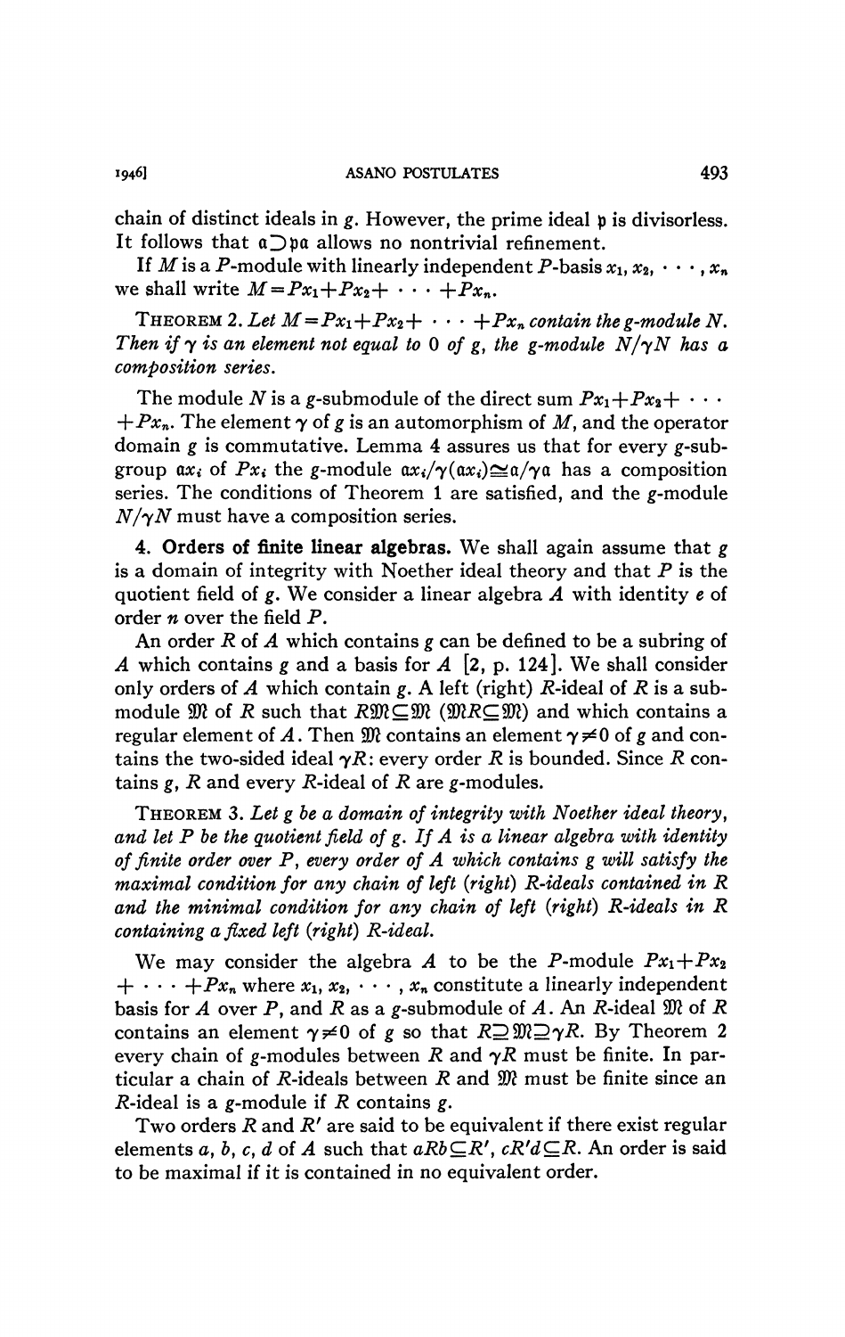chain of distinct ideals in $g$. However, the prime ideal $\mathfrak{p}$ is divisorless. It follows that $\mathfrak{a} \supset \mathfrak{p}\mathfrak{a}$ allows no nontrivial refinement.

If $M$ is a $P$-module with linearly independent $P$-basis $x_1, x_2, \cdots, x_n$ we shall write $M = Px_1 + Px_2 + \cdots + Px_n$.

THEOREM 2. *Let $M = Px_1 + Px_2 + \cdots + Px_n$ contain the $g$-module $N$. Then if $\gamma$ is an element not equal to 0 of $g$, the $g$-module $N/\gamma N$ has a composition series.*

The module $N$ is a $g$-submodule of the direct sum $Px_1 + Px_2 + \cdots + Px_n$. The element $\gamma$ of $g$ is an automorphism of $M$, and the operator domain $g$ is commutative. Lemma 4 assures us that for every $g$-subgroup $\mathfrak{a}x_i$ of $Px_i$ the $g$-module $\mathfrak{a}x_i/\gamma(\mathfrak{a}x_i) \cong \mathfrak{a}/\gamma\mathfrak{a}$ has a composition series. The conditions of Theorem 1 are satisfied, and the $g$-module $N/\gamma N$ must have a composition series.

**4. Orders of finite linear algebras.** We shall again assume that $g$ is a domain of integrity with Noether ideal theory and that $P$ is the quotient field of $g$. We consider a linear algebra $A$ with identity $e$ of order $n$ over the field $P$.

An order $R$ of $A$ which contains $g$ can be defined to be a subring of $A$ which contains $g$ and a basis for $A$ [2, p. 124]. We shall consider only orders of $A$ which contain $g$. A left (right) $R$-ideal of $R$ is a submodule $\mathfrak{M}$ of $R$ such that $R\mathfrak{M} \subseteq \mathfrak{M}$ ($\mathfrak{M}R \subseteq \mathfrak{M}$) and which contains a regular element of $A$. Then $\mathfrak{M}$ contains an element $\gamma \neq 0$ of $g$ and contains the two-sided ideal $\gamma R$: every order $R$ is bounded. Since $R$ contains $g$, $R$ and every $R$-ideal of $R$ are $g$-modules.

THEOREM 3. *Let $g$ be a domain of integrity with Noether ideal theory, and let $P$ be the quotient field of $g$. If $A$ is a linear algebra with identity of finite order over $P$, every order of $A$ which contains $g$ will satisfy the maximal condition for any chain of left (right) $R$-ideals contained in $R$ and the minimal condition for any chain of left (right) $R$-ideals in $R$ containing a fixed left (right) $R$-ideal.*

We may consider the algebra $A$ to be the $P$-module $Px_1 + Px_2 + \cdots + Px_n$ where $x_1, x_2, \cdots, x_n$ constitute a linearly independent basis for $A$ over $P$, and $R$ as a $g$-submodule of $A$. An $R$-ideal $\mathfrak{M}$ of $R$ contains an element $\gamma \neq 0$ of $g$ so that $R \supseteq \mathfrak{M} \supseteq \gamma R$. By Theorem 2 every chain of $g$-modules between $R$ and $\gamma R$ must be finite. In particular a chain of $R$-ideals between $R$ and $\mathfrak{M}$ must be finite since an $R$-ideal is a $g$-module if $R$ contains $g$.

Two orders $R$ and $R'$ are said to be equivalent if there exist regular elements $a, b, c, d$ of $A$ such that $aRb \subseteq R'$, $cR'd \subseteq R$. An order is said to be maximal if it is contained in no equivalent order.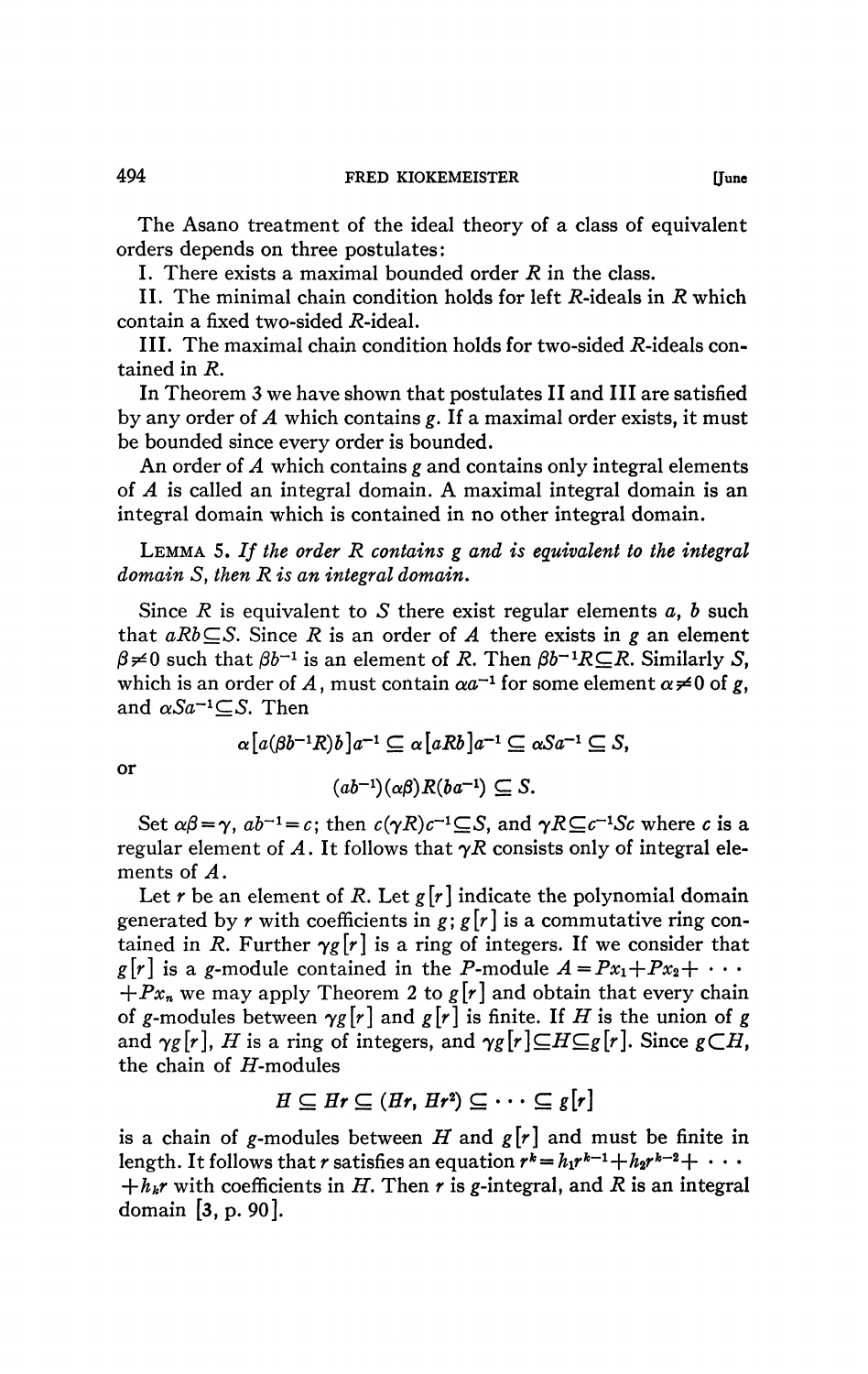The Asano treatment of the ideal theory of a class of equivalent orders depends on three postulates:

I. There exists a maximal bounded order $R$ in the class.

II. The minimal chain condition holds for left $R$-ideals in $R$ which contain a fixed two-sided $R$-ideal.

III. The maximal chain condition holds for two-sided $R$-ideals contained in $R$.

In Theorem 3 we have shown that postulates II and III are satisfied by any order of $A$ which contains $g$. If a maximal order exists, it must be bounded since every order is bounded.

An order of $A$ which contains $g$ and contains only integral elements of $A$ is called an integral domain. A maximal integral domain is an integral domain which is contained in no other integral domain.

LEMMA 5. *If the order $R$ contains $g$ and is equivalent to the integral domain $S$, then $R$ is an integral domain.*

Since $R$ is equivalent to $S$ there exist regular elements $a$, $b$ such that $aRb \subseteq S$. Since $R$ is an order of $A$ there exists in $g$ an element $\beta \neq 0$ such that $\beta b^{-1}$ is an element of $R$. Then $\beta b^{-1}R \subseteq R$. Similarly $S$, which is an order of $A$, must contain $\alpha a^{-1}$ for some element $\alpha \neq 0$ of $g$, and $\alpha S a^{-1} \subseteq S$. Then

$$\alpha[a(\beta b^{-1}R)b]a^{-1} \subseteq \alpha[aRb]a^{-1} \subseteq \alpha S a^{-1} \subseteq S,$$

or

$$(ab^{-1})(\alpha\beta)R(ba^{-1}) \subseteq S.$$

Set $\alpha\beta = \gamma$, $ab^{-1} = c$; then $c(\gamma R)c^{-1} \subseteq S$, and $\gamma R \subseteq c^{-1}Sc$ where $c$ is a regular element of $A$. It follows that $\gamma R$ consists only of integral elements of $A$.

Let $r$ be an element of $R$. Let $g[r]$ indicate the polynomial domain generated by $r$ with coefficients in $g$; $g[r]$ is a commutative ring contained in $R$. Further $\gamma g[r]$ is a ring of integers. If we consider that $g[r]$ is a $g$-module contained in the $P$-module $A = Px_1 + Px_2 + \cdots + Px_n$ we may apply Theorem 2 to $g[r]$ and obtain that every chain of $g$-modules between $\gamma g[r]$ and $g[r]$ is finite. If $H$ is the union of $g$ and $\gamma g[r]$, $H$ is a ring of integers, and $\gamma g[r] \subseteq H \subseteq g[r]$. Since $g \subset H$, the chain of $H$-modules

$$H \subseteq Hr \subseteq (Hr, Hr^2) \subseteq \cdots \subseteq g[r]$$

is a chain of $g$-modules between $H$ and $g[r]$ and must be finite in length. It follows that $r$ satisfies an equation $r^k = h_1 r^{k-1} + h_2 r^{k-2} + \cdots + h_k r$ with coefficients in $H$. Then $r$ is $g$-integral, and $R$ is an integral domain [3, p. 90].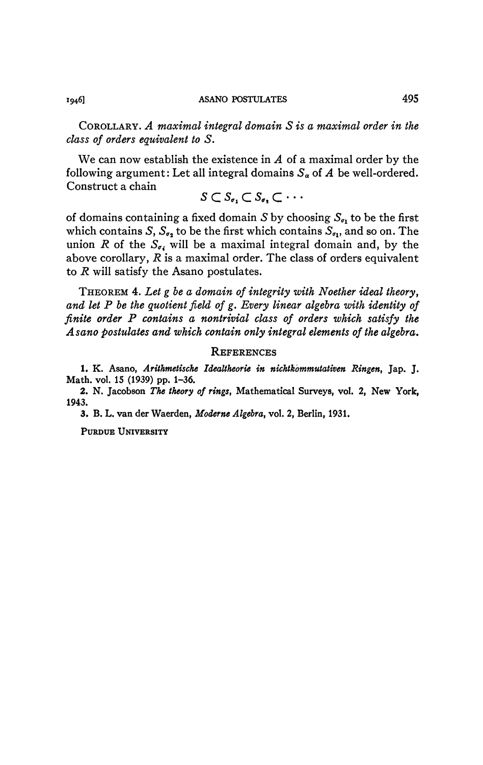COROLLARY. *A maximal integral domain $S$ is a maximal order in the class of orders equivalent to $S$.*

We can now establish the existence in $A$ of a maximal order by the following argument: Let all integral domains $S_\alpha$ of $A$ be well-ordered. Construct a chain

$$S \subset S_{\sigma_1} \subset S_{\sigma_2} \subset \cdots$$

of domains containing a fixed domain $S$ by choosing $S_{\sigma_1}$ to be the first which contains $S$, $S_{\sigma_2}$ to be the first which contains $S_{\sigma_1}$, and so on. The union $R$ of the $S_{\sigma_i}$ will be a maximal integral domain and, by the above corollary, $R$ is a maximal order. The class of orders equivalent to $R$ will satisfy the Asano postulates.

THEOREM 4. *Let $g$ be a domain of integrity with Noether ideal theory, and let $P$ be the quotient field of $g$. Every linear algebra with identity of finite order $P$ contains a nontrivial class of orders which satisfy the Asano postulates and which contain only integral elements of the algebra.*

## REFERENCES

1. K. Asano, *Arithmetische Idealtheorie in nichtkommutativen Ringen*, Jap. J. Math. vol. 15 (1939) pp. 1–36.

2. N. Jacobson *The theory of rings*, Mathematical Surveys, vol. 2, New York, 1943.

3. B. L. van der Waerden, *Moderne Algebra*, vol. 2, Berlin, 1931.

PURDUE UNIVERSITY